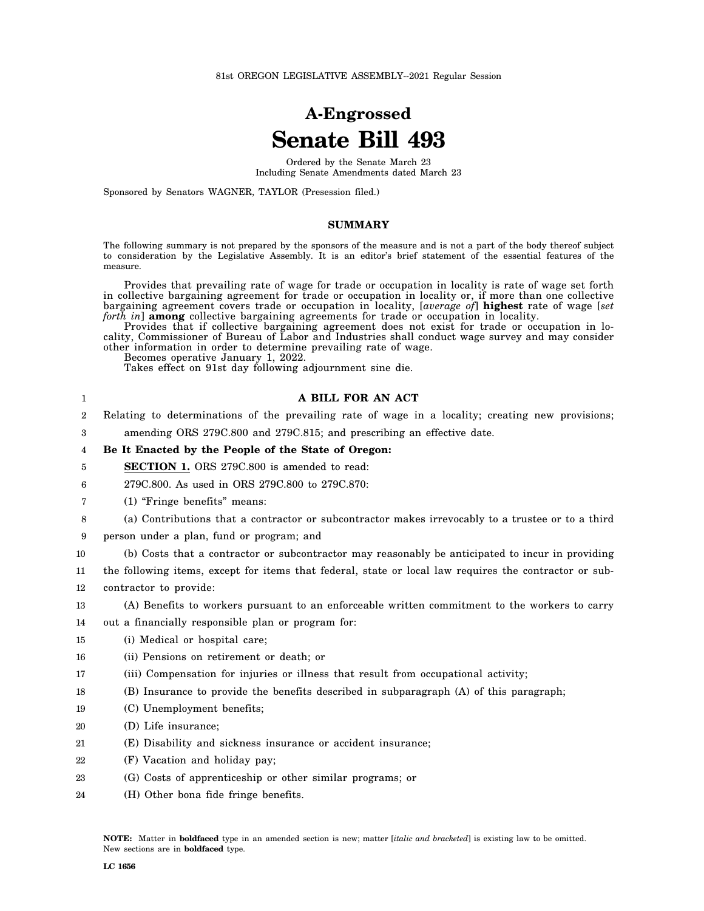81st OREGON LEGISLATIVE ASSEMBLY--2021 Regular Session

# A-Engrossed
# Senate Bill 493

Ordered by the Senate March 23
Including Senate Amendments dated March 23

Sponsored by Senators WAGNER, TAYLOR (Presession filed.)

## SUMMARY

The following summary is not prepared by the sponsors of the measure and is not a part of the body thereof subject to consideration by the Legislative Assembly. It is an editor's brief statement of the essential features of the measure.

Provides that prevailing rate of wage for trade or occupation in locality is rate of wage set forth in collective bargaining agreement for trade or occupation in locality or, if more than one collective bargaining agreement covers trade or occupation in locality, [*average of*] **highest** rate of wage [*set forth in*] **among** collective bargaining agreements for trade or occupation in locality.

Provides that if collective bargaining agreement does not exist for trade or occupation in locality, Commissioner of Bureau of Labor and Industries shall conduct wage survey and may consider other information in order to determine prevailing rate of wage.

Becomes operative January 1, 2022.

Takes effect on 91st day following adjournment sine die.

**A BILL FOR AN ACT**

Relating to determinations of the prevailing rate of wage in a locality; creating new provisions; amending ORS 279C.800 and 279C.815; and prescribing an effective date.

**Be It Enacted by the People of the State of Oregon:**

**SECTION 1.** ORS 279C.800 is amended to read:

279C.800. As used in ORS 279C.800 to 279C.870:

(1) "Fringe benefits" means:

(a) Contributions that a contractor or subcontractor makes irrevocably to a trustee or to a third person under a plan, fund or program; and

(b) Costs that a contractor or subcontractor may reasonably be anticipated to incur in providing the following items, except for items that federal, state or local law requires the contractor or subcontractor to provide:

(A) Benefits to workers pursuant to an enforceable written commitment to the workers to carry out a financially responsible plan or program for:

(i) Medical or hospital care;

(ii) Pensions on retirement or death; or

(iii) Compensation for injuries or illness that result from occupational activity;

(B) Insurance to provide the benefits described in subparagraph (A) of this paragraph;

(C) Unemployment benefits;

(D) Life insurance;

(E) Disability and sickness insurance or accident insurance;

(F) Vacation and holiday pay;

(G) Costs of apprenticeship or other similar programs; or

(H) Other bona fide fringe benefits.

**NOTE:** Matter in **boldfaced** type in an amended section is new; matter [*italic and bracketed*] is existing law to be omitted. New sections are in **boldfaced** type.

LC 1656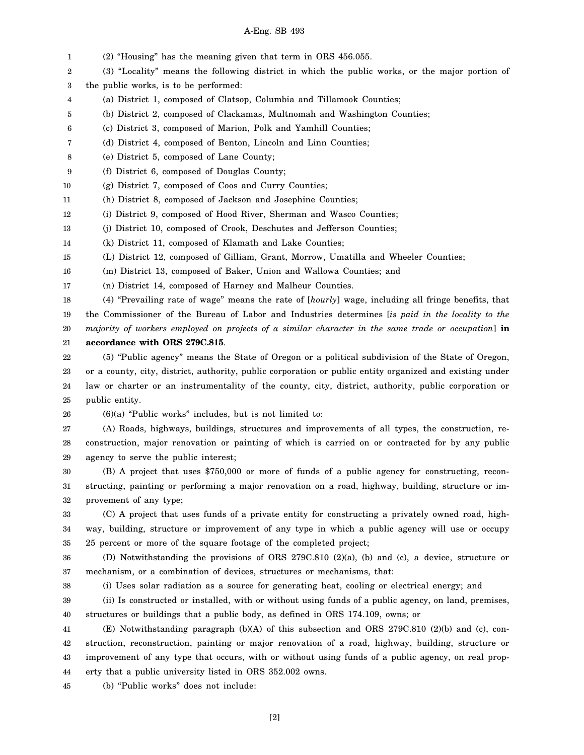(2) "Housing" has the meaning given that term in ORS 456.055.

(3) "Locality" means the following district in which the public works, or the major portion of the public works, is to be performed:

(a) District 1, composed of Clatsop, Columbia and Tillamook Counties;

(b) District 2, composed of Clackamas, Multnomah and Washington Counties;

(c) District 3, composed of Marion, Polk and Yamhill Counties;

(d) District 4, composed of Benton, Lincoln and Linn Counties;

(e) District 5, composed of Lane County;

(f) District 6, composed of Douglas County;

(g) District 7, composed of Coos and Curry Counties;

(h) District 8, composed of Jackson and Josephine Counties;

(i) District 9, composed of Hood River, Sherman and Wasco Counties;

(j) District 10, composed of Crook, Deschutes and Jefferson Counties;

(k) District 11, composed of Klamath and Lake Counties;

(L) District 12, composed of Gilliam, Grant, Morrow, Umatilla and Wheeler Counties;

(m) District 13, composed of Baker, Union and Wallowa Counties; and

(n) District 14, composed of Harney and Malheur Counties.

(4) "Prevailing rate of wage" means the rate of [*hourly*] wage, including all fringe benefits, that the Commissioner of the Bureau of Labor and Industries determines [*is paid in the locality to the majority of workers employed on projects of a similar character in the same trade or occupation*] **in accordance with ORS 279C.815**.

(5) "Public agency" means the State of Oregon or a political subdivision of the State of Oregon, or a county, city, district, authority, public corporation or public entity organized and existing under law or charter or an instrumentality of the county, city, district, authority, public corporation or public entity.

(6)(a) "Public works" includes, but is not limited to:

(A) Roads, highways, buildings, structures and improvements of all types, the construction, reconstruction, major renovation or painting of which is carried on or contracted for by any public agency to serve the public interest;

(B) A project that uses $750,000 or more of funds of a public agency for constructing, reconstructing, painting or performing a major renovation on a road, highway, building, structure or improvement of any type;

(C) A project that uses funds of a private entity for constructing a privately owned road, highway, building, structure or improvement of any type in which a public agency will use or occupy 25 percent or more of the square footage of the completed project;

(D) Notwithstanding the provisions of ORS 279C.810 (2)(a), (b) and (c), a device, structure or mechanism, or a combination of devices, structures or mechanisms, that:

(i) Uses solar radiation as a source for generating heat, cooling or electrical energy; and

(ii) Is constructed or installed, with or without using funds of a public agency, on land, premises, structures or buildings that a public body, as defined in ORS 174.109, owns; or

(E) Notwithstanding paragraph (b)(A) of this subsection and ORS 279C.810 (2)(b) and (c), construction, reconstruction, painting or major renovation of a road, highway, building, structure or improvement of any type that occurs, with or without using funds of a public agency, on real property that a public university listed in ORS 352.002 owns.

(b) "Public works" does not include: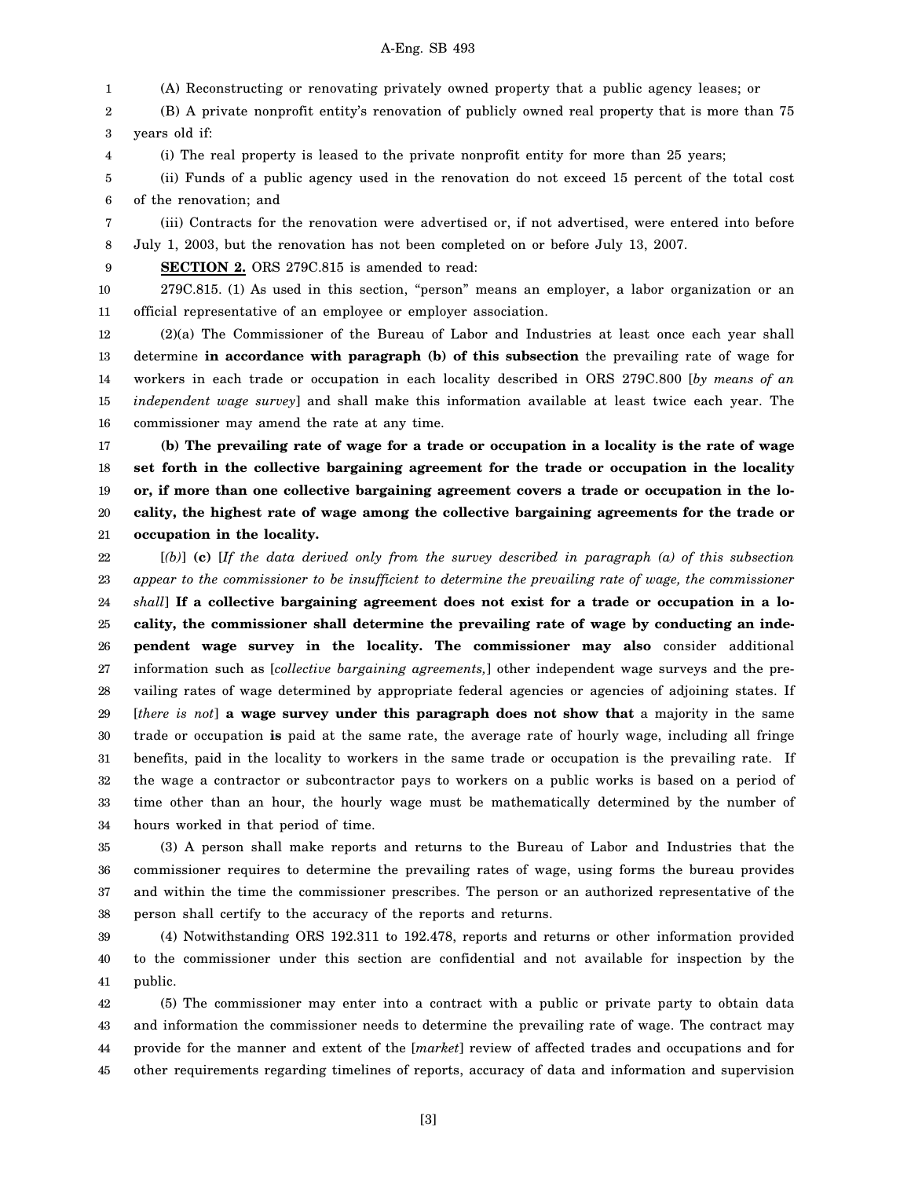(A) Reconstructing or renovating privately owned property that a public agency leases; or

(B) A private nonprofit entity's renovation of publicly owned real property that is more than 75 years old if:

(i) The real property is leased to the private nonprofit entity for more than 25 years;

(ii) Funds of a public agency used in the renovation do not exceed 15 percent of the total cost of the renovation; and

(iii) Contracts for the renovation were advertised or, if not advertised, were entered into before July 1, 2003, but the renovation has not been completed on or before July 13, 2007.

**SECTION 2.** ORS 279C.815 is amended to read:

279C.815. (1) As used in this section, "person" means an employer, a labor organization or an official representative of an employee or employer association.

(2)(a) The Commissioner of the Bureau of Labor and Industries at least once each year shall determine **in accordance with paragraph (b) of this subsection** the prevailing rate of wage for workers in each trade or occupation in each locality described in ORS 279C.800 [*by means of an independent wage survey*] and shall make this information available at least twice each year. The commissioner may amend the rate at any time.

**(b) The prevailing rate of wage for a trade or occupation in a locality is the rate of wage set forth in the collective bargaining agreement for the trade or occupation in the locality or, if more than one collective bargaining agreement covers a trade or occupation in the locality, the highest rate of wage among the collective bargaining agreements for the trade or occupation in the locality.**

[*(b)*] **(c)** [*If the data derived only from the survey described in paragraph (a) of this subsection appear to the commissioner to be insufficient to determine the prevailing rate of wage, the commissioner shall*] **If a collective bargaining agreement does not exist for a trade or occupation in a locality, the commissioner shall determine the prevailing rate of wage by conducting an independent wage survey in the locality. The commissioner may also** consider additional information such as [*collective bargaining agreements,*] other independent wage surveys and the prevailing rates of wage determined by appropriate federal agencies or agencies of adjoining states. If [*there is not*] **a wage survey under this paragraph does not show that** a majority in the same trade or occupation **is** paid at the same rate, the average rate of hourly wage, including all fringe benefits, paid in the locality to workers in the same trade or occupation is the prevailing rate. If the wage a contractor or subcontractor pays to workers on a public works is based on a period of time other than an hour, the hourly wage must be mathematically determined by the number of hours worked in that period of time.

(3) A person shall make reports and returns to the Bureau of Labor and Industries that the commissioner requires to determine the prevailing rates of wage, using forms the bureau provides and within the time the commissioner prescribes. The person or an authorized representative of the person shall certify to the accuracy of the reports and returns.

(4) Notwithstanding ORS 192.311 to 192.478, reports and returns or other information provided to the commissioner under this section are confidential and not available for inspection by the public.

(5) The commissioner may enter into a contract with a public or private party to obtain data and information the commissioner needs to determine the prevailing rate of wage. The contract may provide for the manner and extent of the [*market*] review of affected trades and occupations and for other requirements regarding timelines of reports, accuracy of data and information and supervision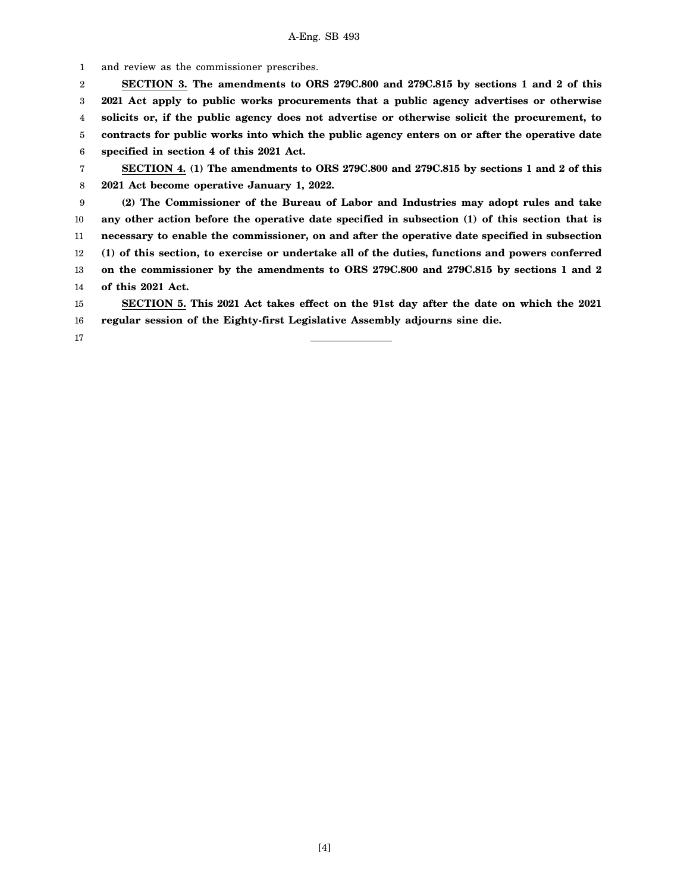and review as the commissioner prescribes.

**<u>SECTION 3.</u> The amendments to ORS 279C.800 and 279C.815 by sections 1 and 2 of this 2021 Act apply to public works procurements that a public agency advertises or otherwise solicits or, if the public agency does not advertise or otherwise solicit the procurement, to contracts for public works into which the public agency enters on or after the operative date specified in section 4 of this 2021 Act.**

**<u>SECTION 4.</u> (1) The amendments to ORS 279C.800 and 279C.815 by sections 1 and 2 of this 2021 Act become operative January 1, 2022.**

**(2) The Commissioner of the Bureau of Labor and Industries may adopt rules and take any other action before the operative date specified in subsection (1) of this section that is necessary to enable the commissioner, on and after the operative date specified in subsection (1) of this section, to exercise or undertake all of the duties, functions and powers conferred on the commissioner by the amendments to ORS 279C.800 and 279C.815 by sections 1 and 2 of this 2021 Act.**

**<u>SECTION 5.</u> This 2021 Act takes effect on the 91st day after the date on which the 2021 regular session of the Eighty-first Legislative Assembly adjourns sine die.**